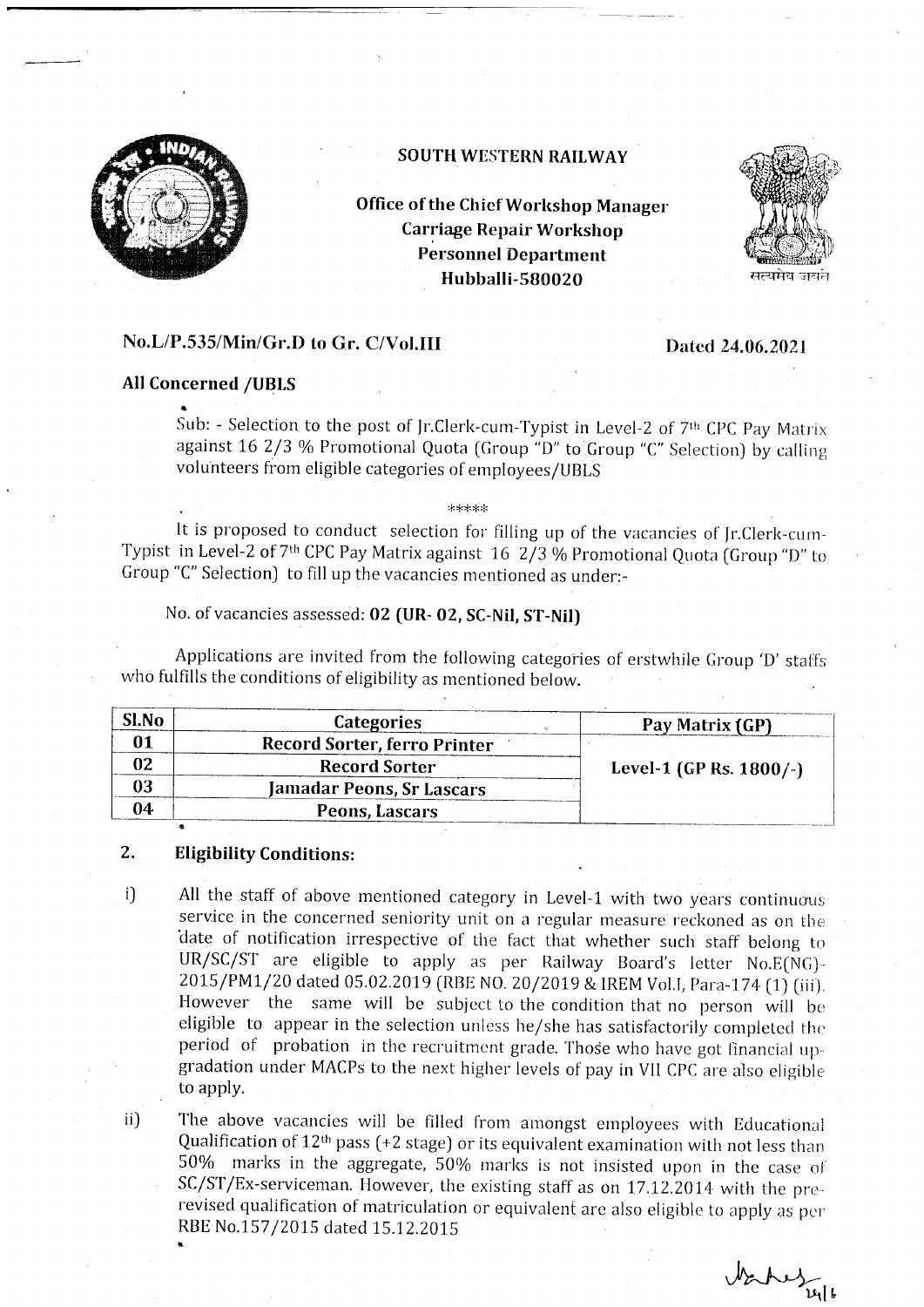**SOUTH WESTERN RAILWAY**

**Office of the Chief Workshop Manager**
**Carriage Repair Workshop**
**Personnel Department**
**Hubballi-580020**

**No.L/P.535/Min/Gr.D to Gr. C/Vol.III** **Dated 24.06.2021**

**All Concerned /UBLS**

Sub: - Selection to the post of Jr.Clerk-cum-Typist in Level-2 of 7th CPC Pay Matrix against 16 2/3 % Promotional Quota (Group "D" to Group "C" Selection) by calling volunteers from eligible categories of employees/UBLS

\*\*\*\*\*

It is proposed to conduct selection for filling up of the vacancies of Jr.Clerk-cum-Typist in Level-2 of 7th CPC Pay Matrix against 16 2/3 % Promotional Quota (Group "D" to Group "C" Selection) to fill up the vacancies mentioned as under:-

No. of vacancies assessed: **02 (UR- 02, SC-Nil, ST-Nil)**

Applications are invited from the following categories of erstwhile Group 'D' staffs who fulfills the conditions of eligibility as mentioned below.

| Sl.No | Categories | Pay Matrix (GP) |
|---|---|---|
| 01 | Record Sorter, ferro Printer | Level-1 (GP Rs. 1800/-) |
| 02 | Record Sorter | |
| 03 | Jamadar Peons, Sr Lascars | |
| 04 | Peons, Lascars | |

## 2. Eligibility Conditions:

i) All the staff of above mentioned category in Level-1 with two years continuous service in the concerned seniority unit on a regular measure reckoned as on the date of notification irrespective of the fact that whether such staff belong to UR/SC/ST are eligible to apply as per Railway Board's letter No.E(NG)-2015/PM1/20 dated 05.02.2019 (RBE NO. 20/2019 & IREM Vol.I, Para-174 (1) (iii). However the same will be subject to the condition that no person will be eligible to appear in the selection unless he/she has satisfactorily completed the period of probation in the recruitment grade. Those who have got financial up-gradation under MACPs to the next higher levels of pay in VII CPC are also eligible to apply.

ii) The above vacancies will be filled from amongst employees with Educational Qualification of 12th pass (+2 stage) or its equivalent examination with not less than 50% marks in the aggregate, 50% marks is not insisted upon in the case of SC/ST/Ex-serviceman. However, the existing staff as on 17.12.2014 with the pre-revised qualification of matriculation or equivalent are also eligible to apply as per RBE No.157/2015 dated 15.12.2015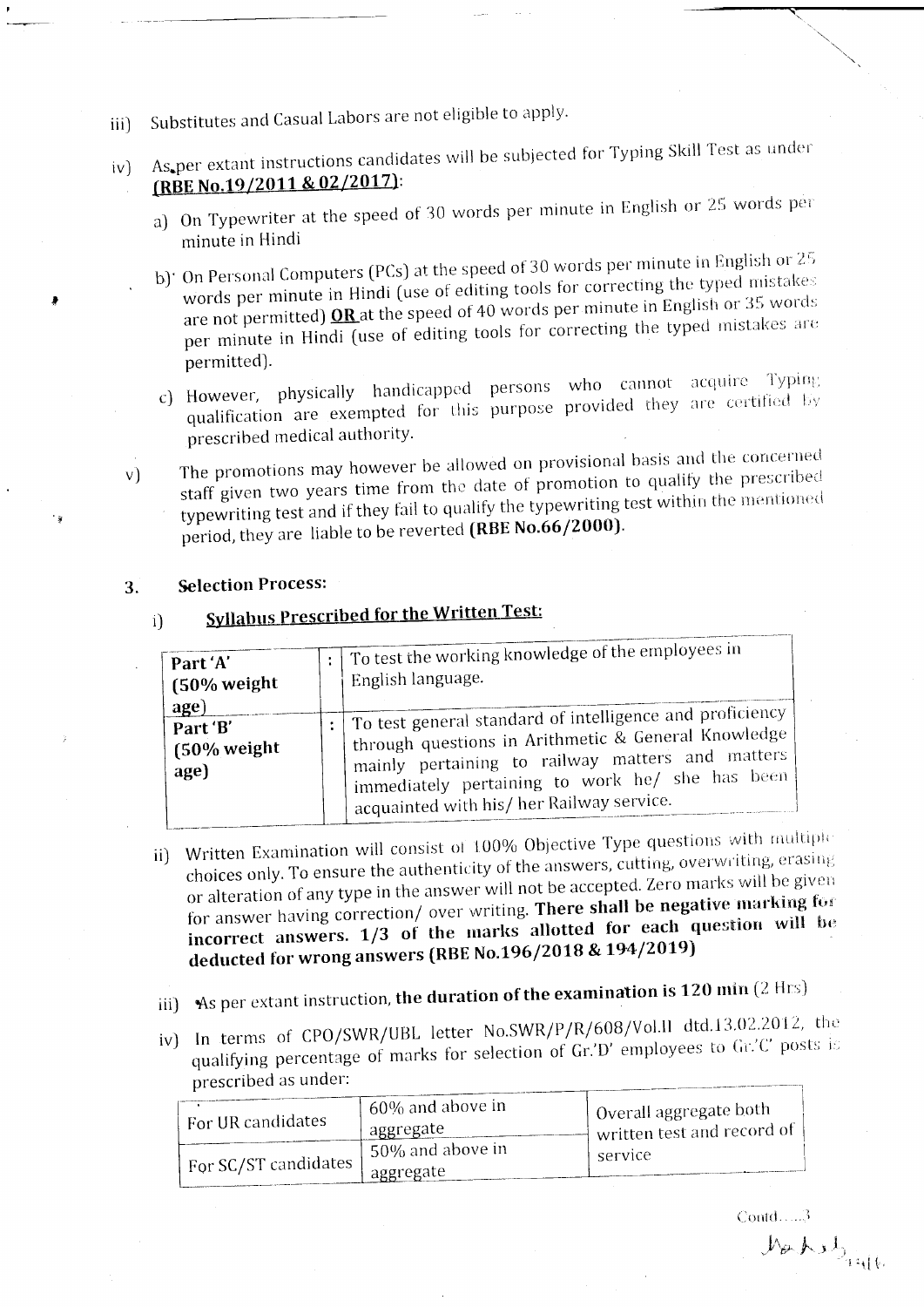iii) Substitutes and Casual Labors are not eligible to apply.

iv) As per extant instructions candidates will be subjected for Typing Skill Test as under **(RBE No.19/2011 & 02/2017)**:

a) On Typewriter at the speed of 30 words per minute in English or 25 words per minute in Hindi

b) On Personal Computers (PCs) at the speed of 30 words per minute in English or 25 words per minute in Hindi (use of editing tools for correcting the typed mistakes are not permitted) **OR** at the speed of 40 words per minute in English or 35 words per minute in Hindi (use of editing tools for correcting the typed mistakes are permitted).

c) However, physically handicapped persons who cannot acquire Typing qualification are exempted for this purpose provided they are certified by prescribed medical authority.

v) The promotions may however be allowed on provisional basis and the concerned staff given two years time from the date of promotion to qualify the prescribed typewriting test and if they fail to qualify the typewriting test within the mentioned period, they are liable to be reverted **(RBE No.66/2000)**.

### 3. Selection Process:

i) **Syllabus Prescribed for the Written Test:**

| | | |
|---|---|---|
| **Part 'A' (50% weight age)** | : | To test the working knowledge of the employees in English language. |
| **Part 'B' (50% weight age)** | : | To test general standard of intelligence and proficiency through questions in Arithmetic & General Knowledge mainly pertaining to railway matters and matters immediately pertaining to work he/ she has been acquainted with his/ her Railway service. |

ii) Written Examination will consist of 100% Objective Type questions with multiple choices only. To ensure the authenticity of the answers, cutting, overwriting, erasing or alteration of any type in the answer will not be accepted. Zero marks will be given for answer having correction/ over writing. **There shall be negative marking for incorrect answers. 1/3 of the marks allotted for each question will be deducted for wrong answers (RBE No.196/2018 & 194/2019)**

iii) As per extant instruction, **the duration of the examination is 120 min** (2 Hrs)

iv) In terms of CPO/SWR/UBL letter No.SWR/P/R/608/Vol.II dtd.13.02.2012, the qualifying percentage of marks for selection of Gr.'D' employees to Gr.'C' posts is prescribed as under:

| | | |
|---|---|---|
| For UR candidates | 60% and above in aggregate | Overall aggregate both written test and record of service |
| For SC/ST candidates | 50% and above in aggregate | |

Contd.....3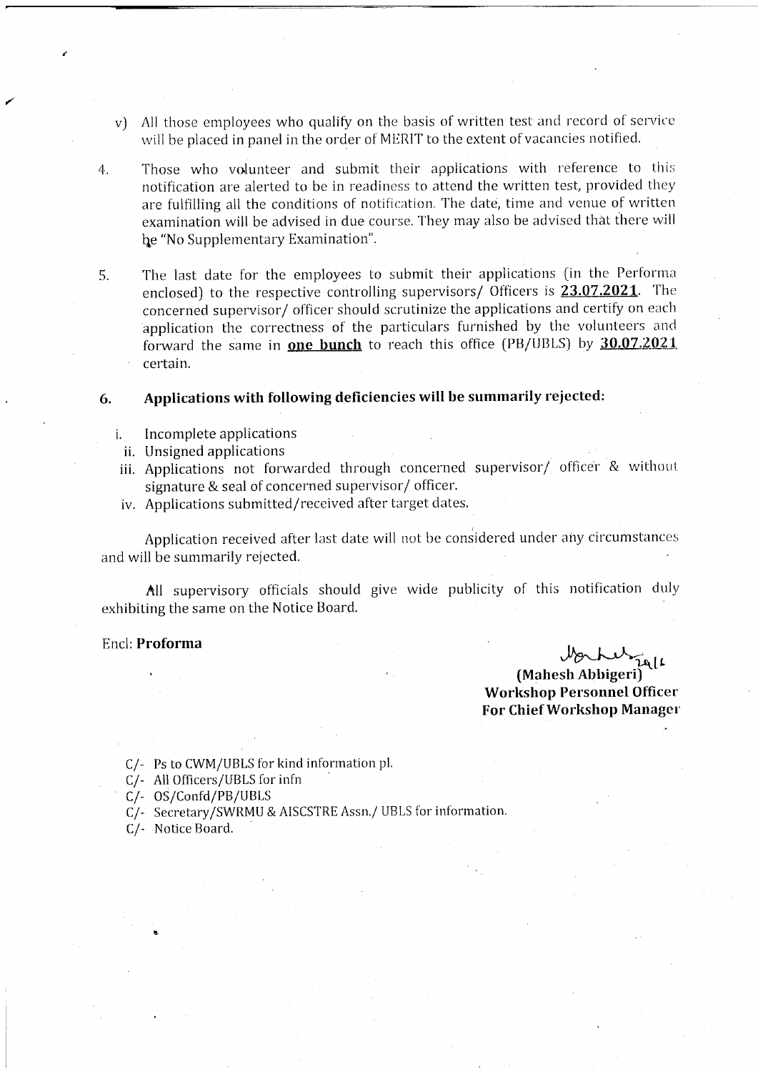v) All those employees who qualify on the basis of written test and record of service will be placed in panel in the order of MERIT to the extent of vacancies notified.

4. Those who volunteer and submit their applications with reference to this notification are alerted to be in readiness to attend the written test, provided they are fulfilling all the conditions of notification. The date, time and venue of written examination will be advised in due course. They may also be advised that there will be "No Supplementary Examination".

5. The last date for the employees to submit their applications (in the Performa enclosed) to the respective controlling supervisors/ Officers is **23.07.2021**. The concerned supervisor/ officer should scrutinize the applications and certify on each application the correctness of the particulars furnished by the volunteers and forward the same in **one bunch** to reach this office (PB/UBLS) by **30.07.2021** certain.

6. **Applications with following deficiencies will be summarily rejected:**

   i. Incomplete applications
   ii. Unsigned applications
   iii. Applications not forwarded through concerned supervisor/ officer & without signature & seal of concerned supervisor/ officer.
   iv. Applications submitted/received after target dates.

Application received after last date will not be considered under any circumstances and will be summarily rejected.

All supervisory officials should give wide publicity of this notification duly exhibiting the same on the Notice Board.

Encl: **Proforma**

**(Mahesh Abbigeri)**
**Workshop Personnel Officer**
**For Chief Workshop Manager**

C/- Ps to CWM/UBLS for kind information pl.
C/- All Officers/UBLS for infn
C/- OS/Confd/PB/UBLS
C/- Secretary/SWRMU & AISCSTRE Assn./ UBLS for information.
C/- Notice Board.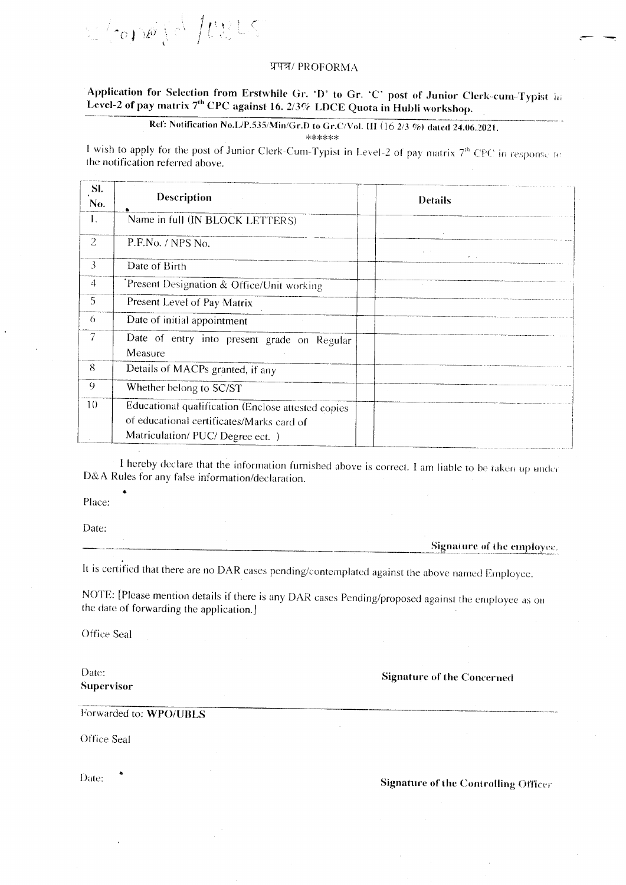प्रपत्र/ PROFORMA

**Application for Selection from Erstwhile Gr. 'D' to Gr. 'C' post of Junior Clerk-cum-Typist in Level-2 of pay matrix 7th CPC against 16. 2/3% LDCE Quota in Hubli workshop.**

**Ref: Notification No.L/P.535/Min/Gr.D to Gr.C/Vol. III (16 2/3 %) dated 24.06.2021.**

******

I wish to apply for the post of Junior Clerk-Cum-Typist in Level-2 of pay matrix 7th CPC in response to the notification referred above.

| Sl. No. | Description | Details |
|---|---|---|
| 1. | Name in full (IN BLOCK LETTERS) | |
| 2 | P.F.No. / NPS No. | |
| 3 | Date of Birth | |
| 4 | Present Designation & Office/Unit working | |
| 5 | Present Level of Pay Matrix | |
| 6 | Date of initial appointment | |
| 7 | Date of entry into present grade on Regular Measure | |
| 8 | Details of MACPs granted, if any | |
| 9 | Whether belong to SC/ST | |
| 10 | Educational qualification (Enclose attested copies of educational certificates/Marks card of Matriculation/ PUC/ Degree ect. ) | |

I hereby declare that the information furnished above is correct. I am liable to be taken up under D&A Rules for any false information/declaration.

Place:

Date:

**Signature of the employee.**

It is certified that there are no DAR cases pending/contemplated against the above named Employee.

NOTE: [Please mention details if there is any DAR cases Pending/proposed against the employee as on the date of forwarding the application.]

Office Seal

Date:

**Signature of the Concerned Supervisor**

Forwarded to: **WPO/UBLS**

Office Seal

Date:

**Signature of the Controlling Officer**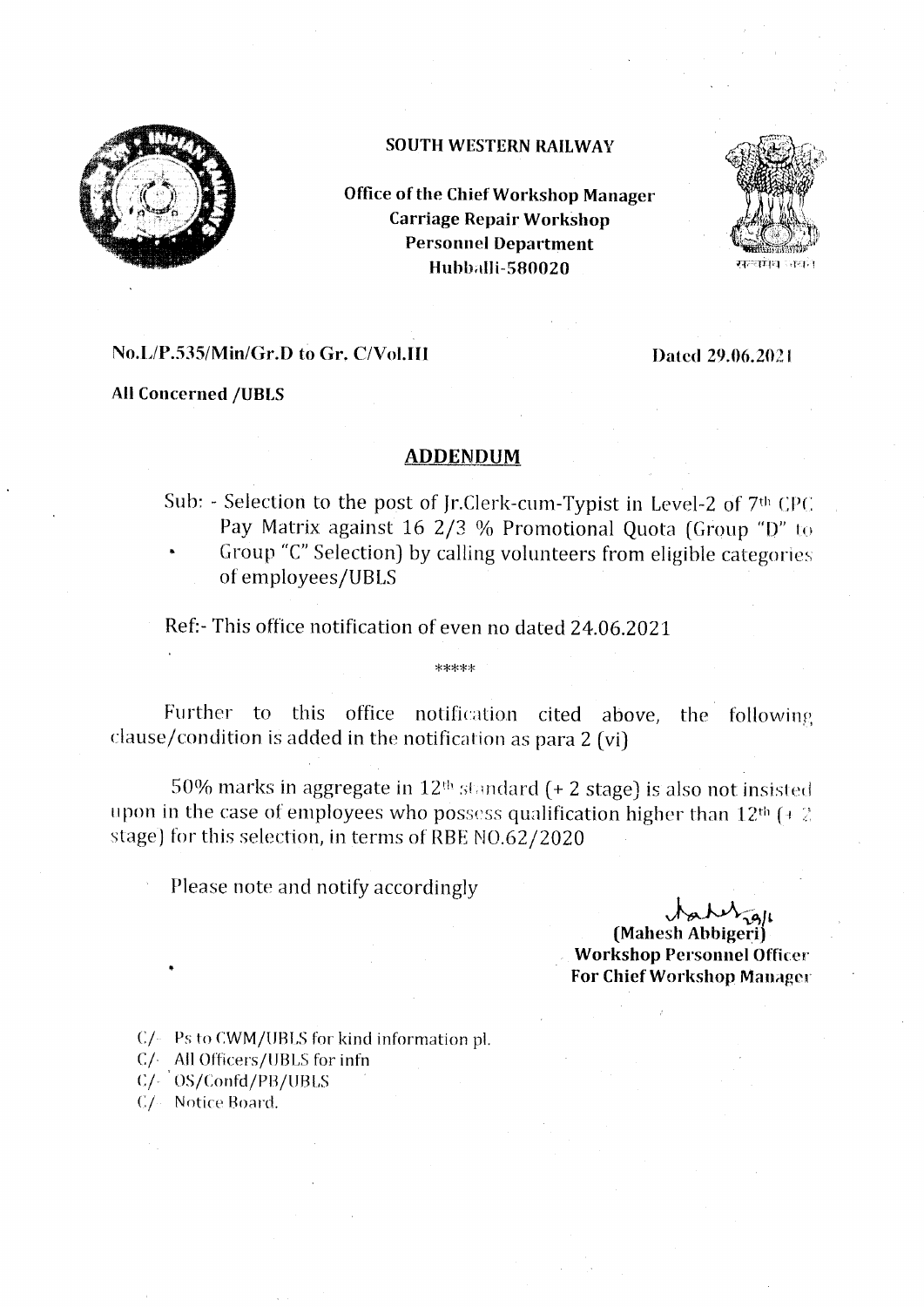**SOUTH WESTERN RAILWAY**

**Office of the Chief Workshop Manager**
**Carriage Repair Workshop**
**Personnel Department**
**Hubballi-580020**

**No.L/P.535/Min/Gr.D to Gr. C/Vol.III** **Dated 29.06.2021**

**All Concerned /UBLS**

## ADDENDUM

Sub: - Selection to the post of Jr.Clerk-cum-Typist in Level-2 of 7th CPC Pay Matrix against 16 2/3 % Promotional Quota (Group "D" to Group "C" Selection) by calling volunteers from eligible categories of employees/UBLS

Ref:- This office notification of even no dated 24.06.2021

*****

Further to this office notification cited above, the following clause/condition is added in the notification as para 2 (vi)

50% marks in aggregate in 12th standard (+ 2 stage) is also not insisted upon in the case of employees who possess qualification higher than 12th (+ 2 stage) for this selection, in terms of RBE NO.62/2020

Please note and notify accordingly

**(Mahesh Abbigeri)**
**Workshop Personnel Officer**
**For Chief Workshop Manager**

C/- Ps to CWM/UBLS for kind information pl.
C/- All Officers/UBLS for infn
C/- OS/Confd/PB/UBLS
C/- Notice Board.